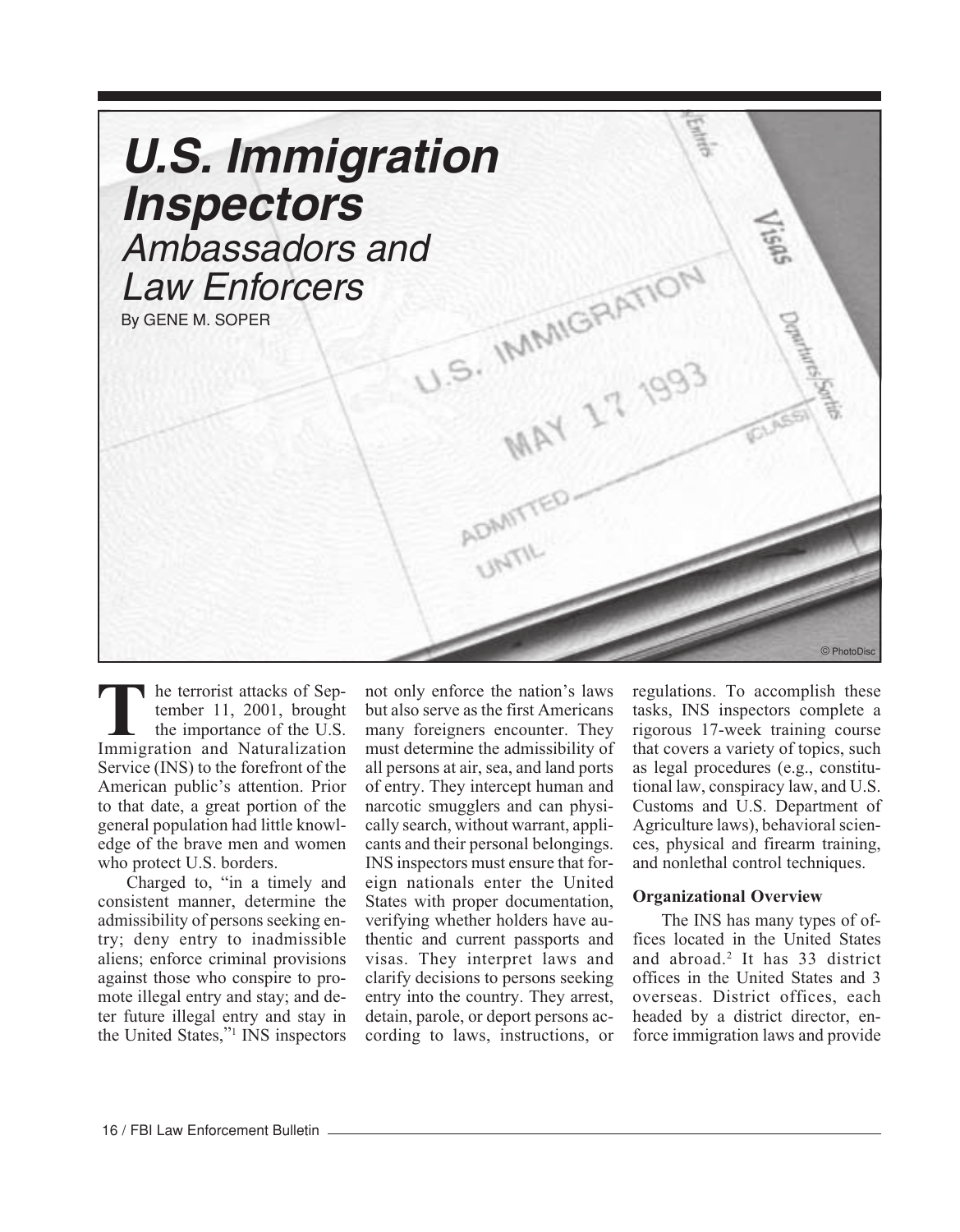# U.S. Immigration Inspectors

## Ambassadors and Law Enforcers

By GENE M. SOPER

The terrorist attacks of September 11, 2001, brought the importance of the U.S. Immigration and Naturalization Service (INS) to the forefront of the American public's attention. Prior to that date, a great portion of the general population had little knowledge of the brave men and women who protect U.S. borders.

Charged to, "in a timely and consistent manner, determine the admissibility of persons seeking entry; deny entry to inadmissible aliens; enforce criminal provisions against those who conspire to promote illegal entry and stay; and deter future illegal entry and stay in the United States,"[1] INS inspectors not only enforce the nation's laws but also serve as the first Americans many foreigners encounter. They must determine the admissibility of all persons at air, sea, and land ports of entry. They intercept human and narcotic smugglers and can physically search, without warrant, applicants and their personal belongings. INS inspectors must ensure that foreign nationals enter the United States with proper documentation, verifying whether holders have authentic and current passports and visas. They interpret laws and clarify decisions to persons seeking entry into the country. They arrest, detain, parole, or deport persons according to laws, instructions, or regulations. To accomplish these tasks, INS inspectors complete a rigorous 17-week training course that covers a variety of topics, such as legal procedures (e.g., constitutional law, conspiracy law, and U.S. Customs and U.S. Department of Agriculture laws), behavioral sciences, physical and firearm training, and nonlethal control techniques.

### Organizational Overview

The INS has many types of offices located in the United States and abroad.[2] It has 33 district offices in the United States and 3 overseas. District offices, each headed by a district director, enforce immigration laws and provide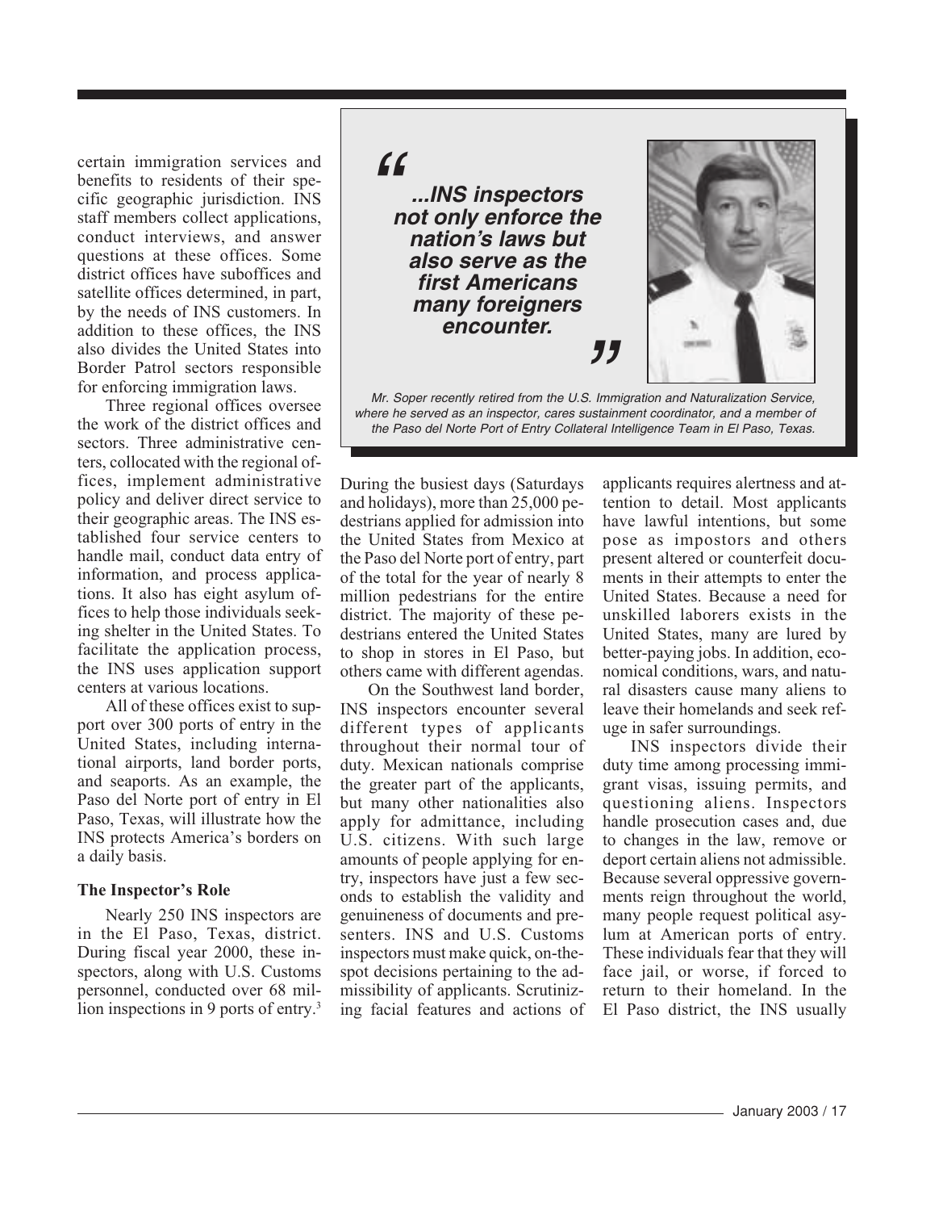certain immigration services and benefits to residents of their specific geographic jurisdiction. INS staff members collect applications, conduct interviews, and answer questions at these offices. Some district offices have suboffices and satellite offices determined, in part, by the needs of INS customers. In addition to these offices, the INS also divides the United States into Border Patrol sectors responsible for enforcing immigration laws.

Three regional offices oversee the work of the district offices and sectors. Three administrative centers, collocated with the regional offices, implement administrative policy and deliver direct service to their geographic areas. The INS established four service centers to handle mail, conduct data entry of information, and process applications. It also has eight asylum offices to help those individuals seeking shelter in the United States. To facilitate the application process, the INS uses application support centers at various locations.

All of these offices exist to support over 300 ports of entry in the United States, including international airports, land border ports, and seaports. As an example, the Paso del Norte port of entry in El Paso, Texas, will illustrate how the INS protects America's borders on a daily basis.

> ***"...INS inspectors not only enforce the nation's laws but also serve as the first Americans many foreigners encounter."***

*Mr. Soper recently retired from the U.S. Immigration and Naturalization Service, where he served as an inspector, cares sustainment coordinator, and a member of the Paso del Norte Port of Entry Collateral Intelligence Team in El Paso, Texas.*

**The Inspector's Role**

Nearly 250 INS inspectors are in the El Paso, Texas, district. During fiscal year 2000, these inspectors, along with U.S. Customs personnel, conducted over 68 million inspections in 9 ports of entry.[3] During the busiest days (Saturdays and holidays), more than 25,000 pedestrians applied for admission into the United States from Mexico at the Paso del Norte port of entry, part of the total for the year of nearly 8 million pedestrians for the entire district. The majority of these pedestrians entered the United States to shop in stores in El Paso, but others came with different agendas.

On the Southwest land border, INS inspectors encounter several different types of applicants throughout their normal tour of duty. Mexican nationals comprise the greater part of the applicants, but many other nationalities also apply for admittance, including U.S. citizens. With such large amounts of people applying for entry, inspectors have just a few seconds to establish the validity and genuineness of documents and presenters. INS and U.S. Customs inspectors must make quick, on-the-spot decisions pertaining to the admissibility of applicants. Scrutinizing facial features and actions of applicants requires alertness and attention to detail. Most applicants have lawful intentions, but some pose as impostors and others present altered or counterfeit documents in their attempts to enter the United States. Because a need for unskilled laborers exists in the United States, many are lured by better-paying jobs. In addition, economical conditions, wars, and natural disasters cause many aliens to leave their homelands and seek refuge in safer surroundings.

INS inspectors divide their duty time among processing immigrant visas, issuing permits, and questioning aliens. Inspectors handle prosecution cases and, due to changes in the law, remove or deport certain aliens not admissible. Because several oppressive governments reign throughout the world, many people request political asylum at American ports of entry. These individuals fear that they will face jail, or worse, if forced to return to their homeland. In the El Paso district, the INS usually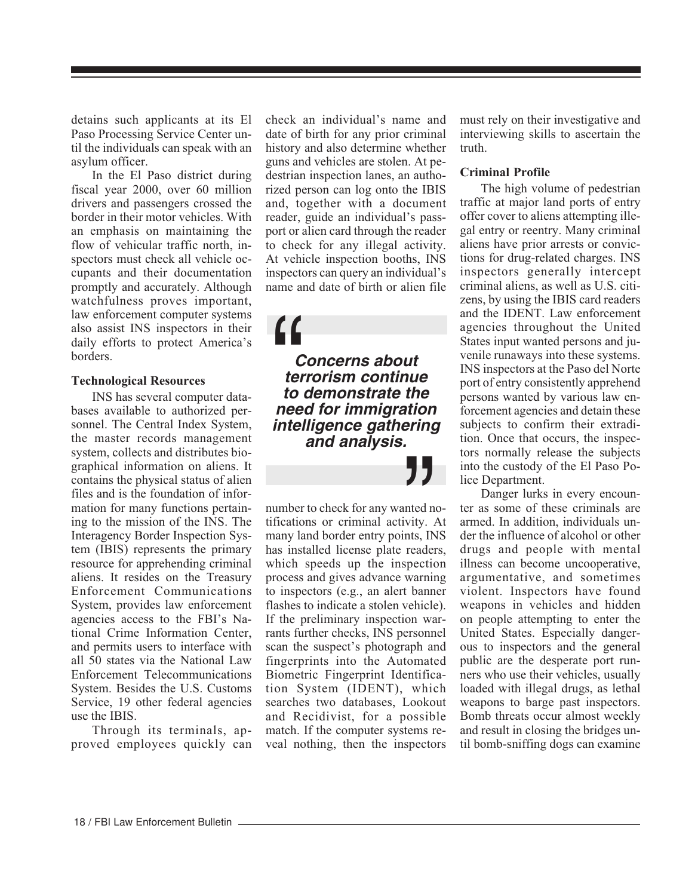detains such applicants at its El Paso Processing Service Center until the individuals can speak with an asylum officer.

In the El Paso district during fiscal year 2000, over 60 million drivers and passengers crossed the border in their motor vehicles. With an emphasis on maintaining the flow of vehicular traffic north, inspectors must check all vehicle occupants and their documentation promptly and accurately. Although watchfulness proves important, law enforcement computer systems also assist INS inspectors in their daily efforts to protect America's borders.

### Technological Resources

INS has several computer databases available to authorized personnel. The Central Index System, the master records management system, collects and distributes biographical information on aliens. It contains the physical status of alien files and is the foundation of information for many functions pertaining to the mission of the INS. The Interagency Border Inspection System (IBIS) represents the primary resource for apprehending criminal aliens. It resides on the Treasury Enforcement Communications System, provides law enforcement agencies access to the FBI's National Crime Information Center, and permits users to interface with all 50 states via the National Law Enforcement Telecommunications System. Besides the U.S. Customs Service, 19 other federal agencies use the IBIS.

Through its terminals, approved employees quickly can check an individual's name and date of birth for any prior criminal history and also determine whether guns and vehicles are stolen. At pedestrian inspection lanes, an authorized person can log onto the IBIS and, together with a document reader, guide an individual's passport or alien card through the reader to check for any illegal activity. At vehicle inspection booths, INS inspectors can query an individual's name and date of birth or alien file number to check for any wanted notifications or criminal activity. At many land border entry points, INS has installed license plate readers, which speeds up the inspection process and gives advance warning to inspectors (e.g., an alert banner flashes to indicate a stolen vehicle). If the preliminary inspection warrants further checks, INS personnel scan the suspect's photograph and fingerprints into the Automated Biometric Fingerprint Identification System (IDENT), which searches two databases, Lookout and Recidivist, for a possible match. If the computer systems reveal nothing, then the inspectors must rely on their investigative and interviewing skills to ascertain the truth.

> ***"Concerns about terrorism continue to demonstrate the need for immigration intelligence gathering and analysis."***

### Criminal Profile

The high volume of pedestrian traffic at major land ports of entry offer cover to aliens attempting illegal entry or reentry. Many criminal aliens have prior arrests or convictions for drug-related charges. INS inspectors generally intercept criminal aliens, as well as U.S. citizens, by using the IBIS card readers and the IDENT. Law enforcement agencies throughout the United States input wanted persons and juvenile runaways into these systems. INS inspectors at the Paso del Norte port of entry consistently apprehend persons wanted by various law enforcement agencies and detain these subjects to confirm their extradition. Once that occurs, the inspectors normally release the subjects into the custody of the El Paso Police Department.

Danger lurks in every encounter as some of these criminals are armed. In addition, individuals under the influence of alcohol or other drugs and people with mental illness can become uncooperative, argumentative, and sometimes violent. Inspectors have found weapons in vehicles and hidden on people attempting to enter the United States. Especially dangerous to inspectors and the general public are the desperate port runners who use their vehicles, usually loaded with illegal drugs, as lethal weapons to barge past inspectors. Bomb threats occur almost weekly and result in closing the bridges until bomb-sniffing dogs can examine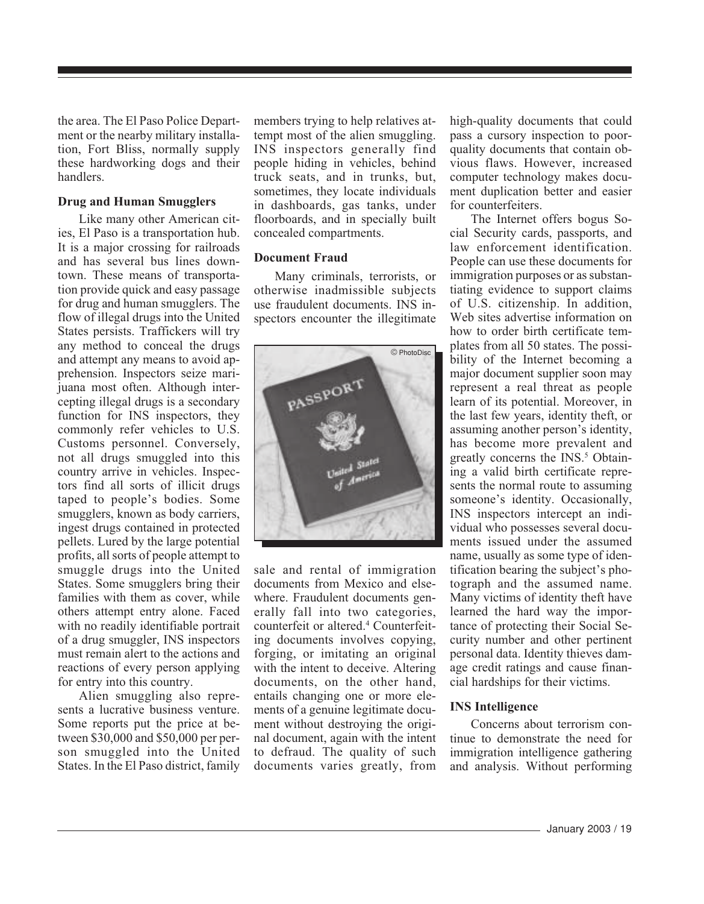the area. The El Paso Police Department or the nearby military installation, Fort Bliss, normally supply these hardworking dogs and their handlers.

### Drug and Human Smugglers

Like many other American cities, El Paso is a transportation hub. It is a major crossing for railroads and has several bus lines downtown. These means of transportation provide quick and easy passage for drug and human smugglers. The flow of illegal drugs into the United States persists. Traffickers will try any method to conceal the drugs and attempt any means to avoid apprehension. Inspectors seize marijuana most often. Although intercepting illegal drugs is a secondary function for INS inspectors, they commonly refer vehicles to U.S. Customs personnel. Conversely, not all drugs smuggled into this country arrive in vehicles. Inspectors find all sorts of illicit drugs taped to people's bodies. Some smugglers, known as body carriers, ingest drugs contained in protected pellets. Lured by the large potential profits, all sorts of people attempt to smuggle drugs into the United States. Some smugglers bring their families with them as cover, while others attempt entry alone. Faced with no readily identifiable portrait of a drug smuggler, INS inspectors must remain alert to the actions and reactions of every person applying for entry into this country.

Alien smuggling also represents a lucrative business venture. Some reports put the price at between $30,000 and $50,000 per person smuggled into the United States. In the El Paso district, family members trying to help relatives attempt most of the alien smuggling. INS inspectors generally find people hiding in vehicles, behind truck seats, and in trunks, but, sometimes, they locate individuals in dashboards, gas tanks, under floorboards, and in specially built concealed compartments.

### Document Fraud

Many criminals, terrorists, or otherwise inadmissible subjects use fraudulent documents. INS inspectors encounter the illegitimate sale and rental of immigration documents from Mexico and elsewhere. Fraudulent documents generally fall into two categories, counterfeit or altered.[4] Counterfeiting documents involves copying, forging, or imitating an original with the intent to deceive. Altering documents, on the other hand, entails changing one or more elements of a genuine legitimate document without destroying the original document, again with the intent to defraud. The quality of such documents varies greatly, from high-quality documents that could pass a cursory inspection to poor-quality documents that contain obvious flaws. However, increased computer technology makes document duplication better and easier for counterfeiters.

The Internet offers bogus Social Security cards, passports, and law enforcement identification. People can use these documents for immigration purposes or as substantiating evidence to support claims of U.S. citizenship. In addition, Web sites advertise information on how to order birth certificate templates from all 50 states. The possibility of the Internet becoming a major document supplier soon may represent a real threat as people learn of its potential. Moreover, in the last few years, identity theft, or assuming another person's identity, has become more prevalent and greatly concerns the INS.[5] Obtaining a valid birth certificate represents the normal route to assuming someone's identity. Occasionally, INS inspectors intercept an individual who possesses several documents issued under the assumed name, usually as some type of identification bearing the subject's photograph and the assumed name. Many victims of identity theft have learned the hard way the importance of protecting their Social Security number and other pertinent personal data. Identity thieves damage credit ratings and cause financial hardships for their victims.

### INS Intelligence

Concerns about terrorism continue to demonstrate the need for immigration intelligence gathering and analysis. Without performing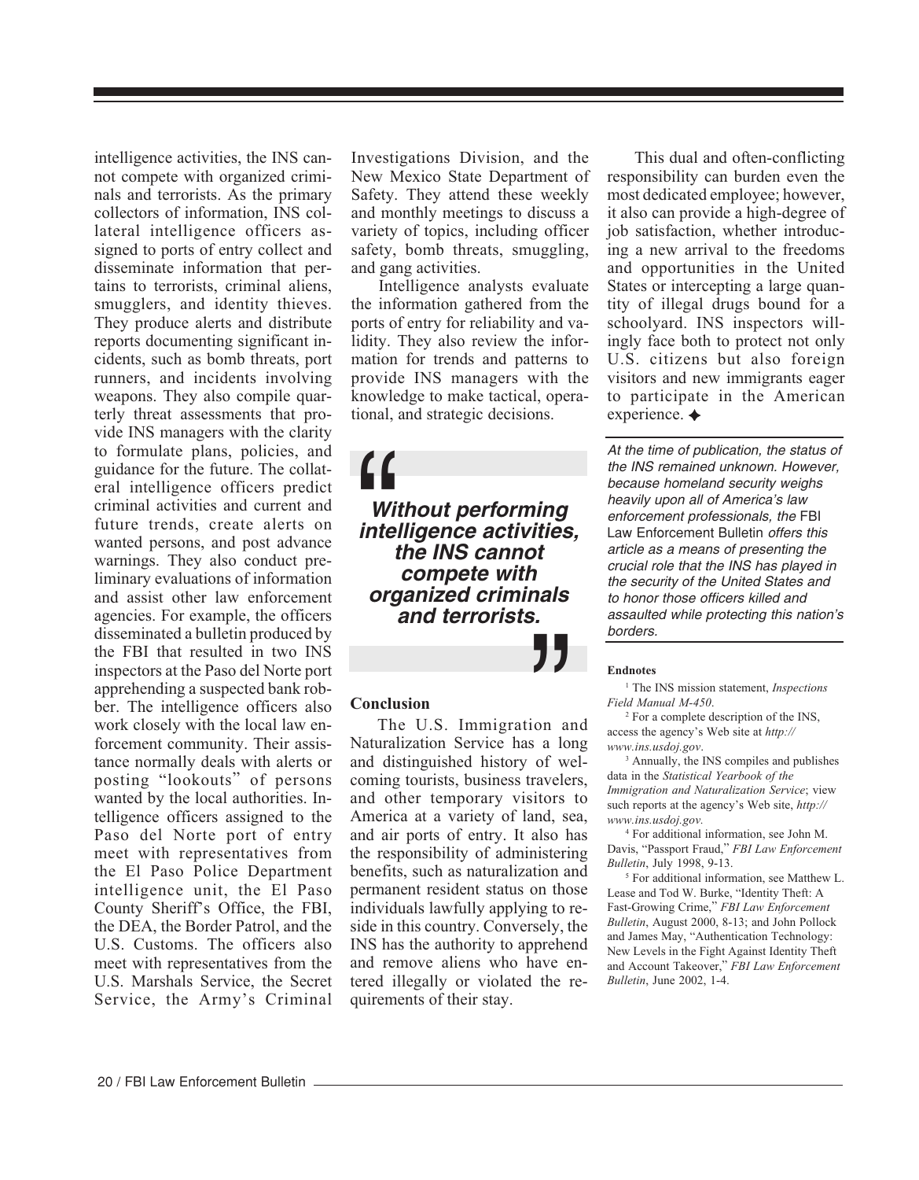intelligence activities, the INS cannot compete with organized criminals and terrorists. As the primary collectors of information, INS collateral intelligence officers assigned to ports of entry collect and disseminate information that pertains to terrorists, criminal aliens, smugglers, and identity thieves. They produce alerts and distribute reports documenting significant incidents, such as bomb threats, port runners, and incidents involving weapons. They also compile quarterly threat assessments that provide INS managers with the clarity to formulate plans, policies, and guidance for the future. The collateral intelligence officers predict criminal activities and current and future trends, create alerts on wanted persons, and post advance warnings. They also conduct preliminary evaluations of information and assist other law enforcement agencies. For example, the officers disseminated a bulletin produced by the FBI that resulted in two INS inspectors at the Paso del Norte port apprehending a suspected bank robber. The intelligence officers also work closely with the local law enforcement community. Their assistance normally deals with alerts or posting "lookouts" of persons wanted by the local authorities. Intelligence officers assigned to the Paso del Norte port of entry meet with representatives from the El Paso Police Department intelligence unit, the El Paso County Sheriff's Office, the FBI, the DEA, the Border Patrol, and the U.S. Customs. The officers also meet with representatives from the U.S. Marshals Service, the Secret Service, the Army's Criminal Investigations Division, and the New Mexico State Department of Safety. They attend these weekly and monthly meetings to discuss a variety of topics, including officer safety, bomb threats, smuggling, and gang activities.

Intelligence analysts evaluate the information gathered from the ports of entry for reliability and validity. They also review the information for trends and patterns to provide INS managers with the knowledge to make tactical, operational, and strategic decisions.

> ***"Without performing intelligence activities, the INS cannot compete with organized criminals and terrorists."***

## Conclusion

The U.S. Immigration and Naturalization Service has a long and distinguished history of welcoming tourists, business travelers, and other temporary visitors to America at a variety of land, sea, and air ports of entry. It also has the responsibility of administering benefits, such as naturalization and permanent resident status on those individuals lawfully applying to reside in this country. Conversely, the INS has the authority to apprehend and remove aliens who have entered illegally or violated the requirements of their stay.

This dual and often-conflicting responsibility can burden even the most dedicated employee; however, it also can provide a high-degree of job satisfaction, whether introducing a new arrival to the freedoms and opportunities in the United States or intercepting a large quantity of illegal drugs bound for a schoolyard. INS inspectors willingly face both to protect not only U.S. citizens but also foreign visitors and new immigrants eager to participate in the American experience. ✦

*At the time of publication, the status of the INS remained unknown. However, because homeland security weighs heavily upon all of America's law enforcement professionals, the* FBI Law Enforcement Bulletin *offers this article as a means of presenting the crucial role that the INS has played in the security of the United States and to honor those officers killed and assaulted while protecting this nation's borders.*

### Endnotes

[1] The INS mission statement, *Inspections Field Manual M-450*.

[2] For a complete description of the INS, access the agency's Web site at *http://www.ins.usdoj.gov*.

[3] Annually, the INS compiles and publishes data in the *Statistical Yearbook of the Immigration and Naturalization Service*; view such reports at the agency's Web site, *http://www.ins.usdoj.gov.*

[4] For additional information, see John M. Davis, "Passport Fraud," *FBI Law Enforcement Bulletin*, July 1998, 9-13.

[5] For additional information, see Matthew L. Lease and Tod W. Burke, "Identity Theft: A Fast-Growing Crime," *FBI Law Enforcement Bulletin*, August 2000, 8-13; and John Pollock and James May, "Authentication Technology: New Levels in the Fight Against Identity Theft and Account Takeover," *FBI Law Enforcement Bulletin*, June 2002, 1-4.